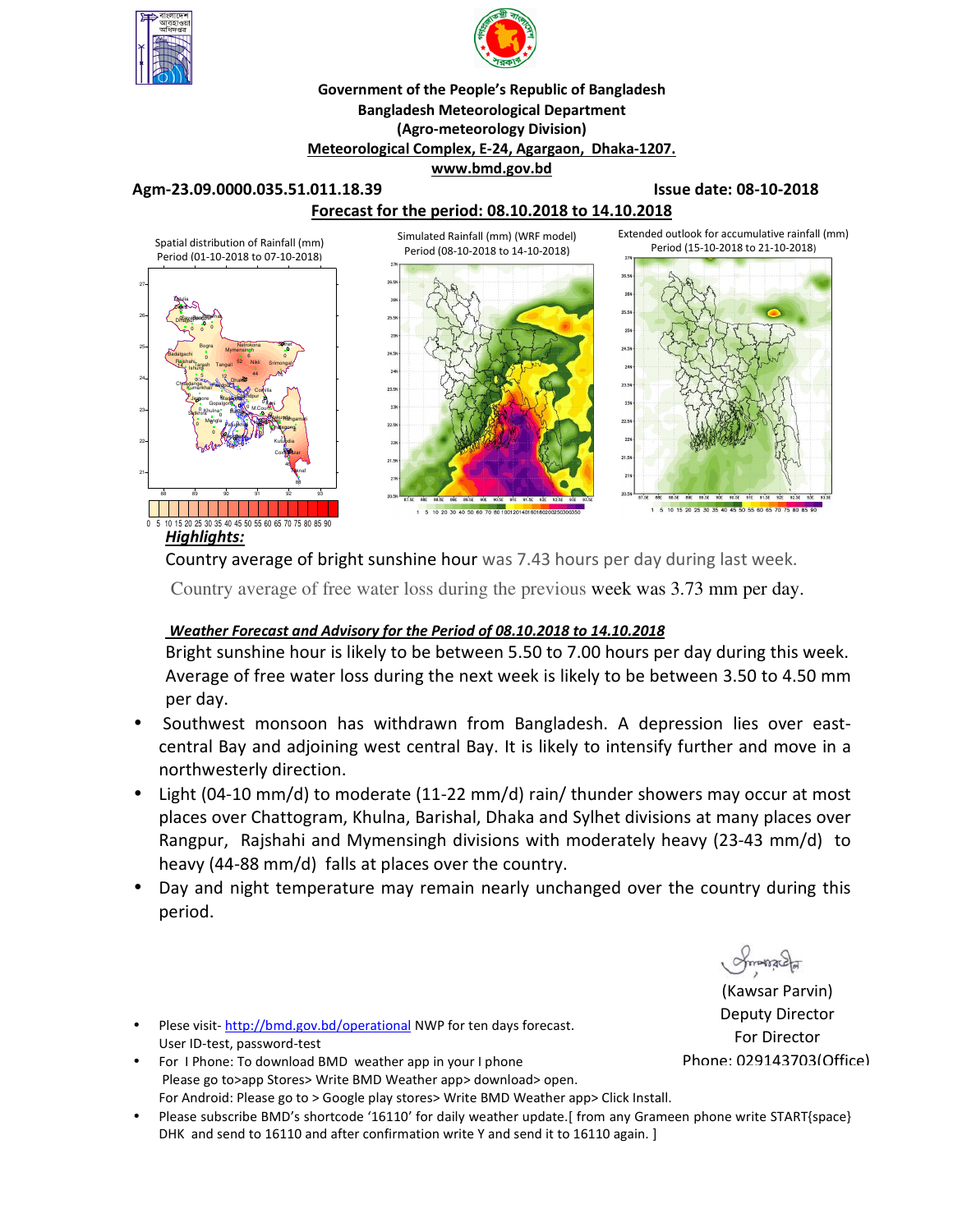Government of the People's Republic of Bangladesh
Bangladesh Meteorological Department
(Agro-meteorology Division)
Meteorological Complex, E-24, Agargaon, Dhaka-1207.
www.bmd.gov.bd

**Agm-23.09.0000.035.51.011.18.39** **Issue date: 08-10-2018**

**Forecast for the period: 08.10.2018 to 14.10.2018**

Spatial distribution of Rainfall (mm) Period (01-10-2018 to 07-10-2018)

Simulated Rainfall (mm) (WRF model) Period (08-10-2018 to 14-10-2018)

Extended outlook for accumulative rainfall (mm) Period (15-10-2018 to 21-10-2018)

***Highlights:***

Country average of bright sunshine hour was 7.43 hours per day during last week.

Country average of free water loss during the previous week was 3.73 mm per day.

***Weather Forecast and Advisory for the Period of 08.10.2018 to 14.10.2018***

Bright sunshine hour is likely to be between 5.50 to 7.00 hours per day during this week. Average of free water loss during the next week is likely to be between 3.50 to 4.50 mm per day.

- Southwest monsoon has withdrawn from Bangladesh. A depression lies over east-central Bay and adjoining west central Bay. It is likely to intensify further and move in a northwesterly direction.
- Light (04-10 mm/d) to moderate (11-22 mm/d) rain/ thunder showers may occur at most places over Chattogram, Khulna, Barishal, Dhaka and Sylhet divisions at many places over Rangpur, Rajshahi and Mymensingh divisions with moderately heavy (23-43 mm/d) to heavy (44-88 mm/d) falls at places over the country.
- Day and night temperature may remain nearly unchanged over the country during this period.

(Kawsar Parvin)
Deputy Director
For Director
Phone: 029143703(Office)

- Plese visit- http://bmd.gov.bd/operational NWP for ten days forecast. User ID-test, password-test
- For I Phone: To download BMD weather app in your I phone Please go to>app Stores> Write BMD Weather app> download> open. For Android: Please go to > Google play stores> Write BMD Weather app> Click Install.
- Please subscribe BMD's shortcode '16110' for daily weather update.[ from any Grameen phone write START{space} DHK and send to 16110 and after confirmation write Y and send it to 16110 again. ]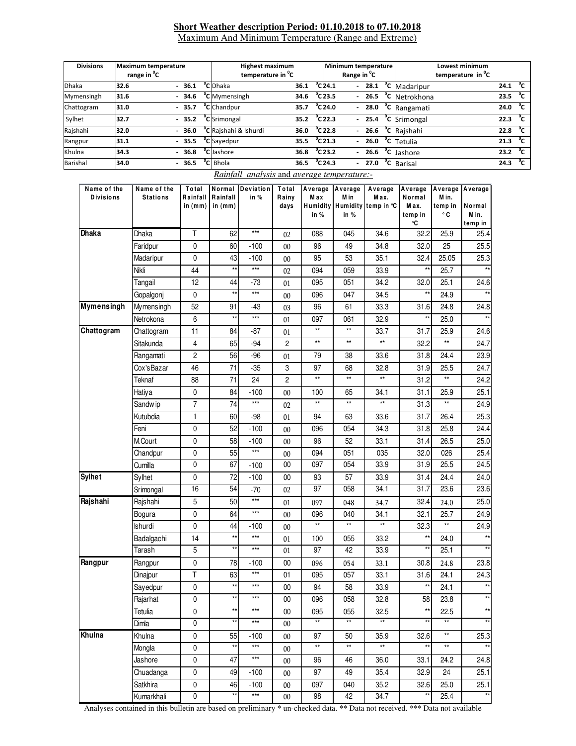**Short Weather description Period: 01.10.2018 to 07.10.2018**

Maximum And Minimum Temperature (Range and Extreme)

| Divisions | Maximum temperature range in °C | Highest maximum temperature in °C | | Minimum temperature Range in °C | Lowest minimum temperature in °C | |
|---|---|---|---|---|---|---|
| Dhaka | 32.6 - 36.1 °C | Dhaka | 36.1 °C | 24.1 - 28.1 °C | Madaripur | 24.1 °C |
| Mymensingh | 31.6 - 34.6 °C | Mymensingh | 34.6 °C | 23.5 - 26.5 °C | Netrokhona | 23.5 °C |
| Chattogram | 31.0 - 35.7 °C | Chandpur | 35.7 °C | 24.0 - 28.0 °C | Rangamati | 24.0 °C |
| Sylhet | 32.7 - 35.2 °C | Srimongal | 35.2 °C | 22.3 - 25.4 °C | Srimongal | 22.3 °C |
| Rajshahi | 32.0 - 36.0 °C | Rajshahi & Ishurdi | 36.0 °C | 22.8 - 26.6 °C | Rajshahi | 22.8 °C |
| Rangpur | 31.1 - 35.5 °C | Sayedpur | 35.5 °C | 21.3 - 26.0 °C | Tetulia | 21.3 °C |
| Khulna | 34.3 - 36.8 °C | Jashore | 36.8 °C | 23.2 - 26.6 °C | Jashore | 23.2 °C |
| Barishal | 34.0 - 36.5 °C | Bhola | 36.5 °C | 24.3 - 27.0 °C | Barisal | 24.3 °C |

*Rainfall analysis* and *average temperature:-*

| Name of the Divisions | Name of the Stations | Total Rainfall in (mm) | Normal Rainfall in (mm) | Deviation in % | Total Rainy days | Average Max Humidity in % | Average Min Humidity in % | Average Max. temp in °C | Average Normal Max. temp in °C | Average Min. temp in °C | Average Normal Min. temp in |
|---|---|---|---|---|---|---|---|---|---|---|---|
| **Dhaka** | Dhaka | T | 62 | *** | 02 | 088 | 045 | 34.6 | 32.2 | 25.9 | 25.4 |
| | Faridpur | 0 | 60 | -100 | 00 | 96 | 49 | 34.8 | 32.0 | 25 | 25.5 |
| | Madaripur | 0 | 43 | -100 | 00 | 95 | 53 | 35.1 | 32.4 | 25.05 | 25.3 |
| | Nikli | 44 | ** | *** | 02 | 094 | 059 | 33.9 | ** | 25.7 | ** |
| | Tangail | 12 | 44 | -73 | 01 | 095 | 051 | 34.2 | 32.0 | 25.1 | 24.6 |
| | Gopalgonj | 0 | ** | *** | 00 | 096 | 047 | 34.5 | ** | 24.9 | ** |
| **Mymensingh** | Mymensingh | 52 | 91 | -43 | 03 | 96 | 61 | 33.3 | 31.6 | 24.8 | 24.8 |
| | Netrokona | 6 | ** | *** | 01 | 097 | 061 | 32.9 | ** | 25.0 | ** |
| **Chattogram** | Chattogram | 11 | 84 | -87 | 01 | ** | ** | 33.7 | 31.7 | 25.9 | 24.6 |
| | Sitakunda | 4 | 65 | -94 | 2 | ** | ** | ** | 32.2 | ** | 24.7 |
| | Rangamati | 2 | 56 | -96 | 01 | 79 | 38 | 33.6 | 31.8 | 24.4 | 23.9 |
| | Cox'sBazar | 46 | 71 | -35 | 3 | 97 | 68 | 32.8 | 31.9 | 25.5 | 24.7 |
| | Teknaf | 88 | 71 | 24 | 2 | ** | ** | ** | 31.2 | ** | 24.2 |
| | Hatiya | 0 | 84 | -100 | 00 | 100 | 65 | 34.1 | 31.1 | 25.9 | 25.1 |
| | Sandwip | 7 | 74 | *** | 02 | ** | ** | ** | 31.3 | ** | 24.9 |
| | Kutubdia | 1 | 60 | -98 | 01 | 94 | 63 | 33.6 | 31.7 | 26.4 | 25.3 |
| | Feni | 0 | 52 | -100 | 00 | 096 | 054 | 34.3 | 31.8 | 25.8 | 24.4 |
| | M.Court | 0 | 58 | -100 | 00 | 96 | 52 | 33.1 | 31.4 | 26.5 | 25.0 |
| | Chandpur | 0 | 55 | *** | 00 | 094 | 051 | 035 | 32.0 | 026 | 25.4 |
| | Cumilla | 0 | 67 | -100 | 00 | 097 | 054 | 33.9 | 31.9 | 25.5 | 24.5 |
| **Sylhet** | Sylhet | 0 | 72 | -100 | 00 | 93 | 57 | 33.9 | 31.4 | 24.4 | 24.0 |
| | Srimongal | 16 | 54 | -70 | 02 | 97 | 058 | 34.1 | 31.7 | 23.6 | 23.6 |
| **Rajshahi** | Rajshahi | 5 | 50 | *** | 01 | 097 | 048 | 34.7 | 32.4 | 24.0 | 25.0 |
| | Bogura | 0 | 64 | *** | 00 | 096 | 040 | 34.1 | 32.1 | 25.7 | 24.9 |
| | Ishurdi | 0 | 44 | -100 | 00 | ** | ** | ** | 32.3 | ** | 24.9 |
| | Badalgachi | 14 | ** | *** | 01 | 100 | 055 | 33.2 | ** | 24.0 | ** |
| | Tarash | 5 | ** | *** | 01 | 97 | 42 | 33.9 | ** | 25.1 | ** |
| **Rangpur** | Rangpur | 0 | 78 | -100 | 00 | 096 | 054 | 33.1 | 30.8 | 24.8 | 23.8 |
| | Dinajpur | T | 63 | *** | 01 | 095 | 057 | 33.1 | 31.6 | 24.1 | 24.3 |
| | Sayedpur | 0 | ** | *** | 00 | 94 | 58 | 33.9 | ** | 24.1 | ** |
| | Rajarhat | 0 | ** | *** | 00 | 096 | 058 | 32.8 | 58 | 23.8 | ** |
| | Tetulia | 0 | ** | *** | 00 | 095 | 055 | 32.5 | ** | 22.5 | ** |
| | Dimla | 0 | ** | *** | 00 | ** | ** | ** | ** | ** | ** |
| **Khulna** | Khulna | 0 | 55 | -100 | 00 | 97 | 50 | 35.9 | 32.6 | ** | 25.3 |
| | Mongla | 0 | ** | *** | 00 | ** | ** | ** | ** | ** | ** |
| | Jashore | 0 | 47 | *** | 00 | 96 | 46 | 36.0 | 33.1 | 24.2 | 24.8 |
| | Chuadanga | 0 | 49 | -100 | 00 | 97 | 49 | 35.4 | 32.9 | 24 | 25.1 |
| | Satkhira | 0 | 46 | -100 | 00 | 097 | 040 | 35.2 | 32.6 | 25.0 | 25.1 |
| | Kumarkhali | 0 | ** | *** | 00 | 98 | 42 | 34.7 | ** | 25.4 | ** |

Analyses contained in this bulletin are based on preliminary * un-checked data. ** Data not received. *** Data not available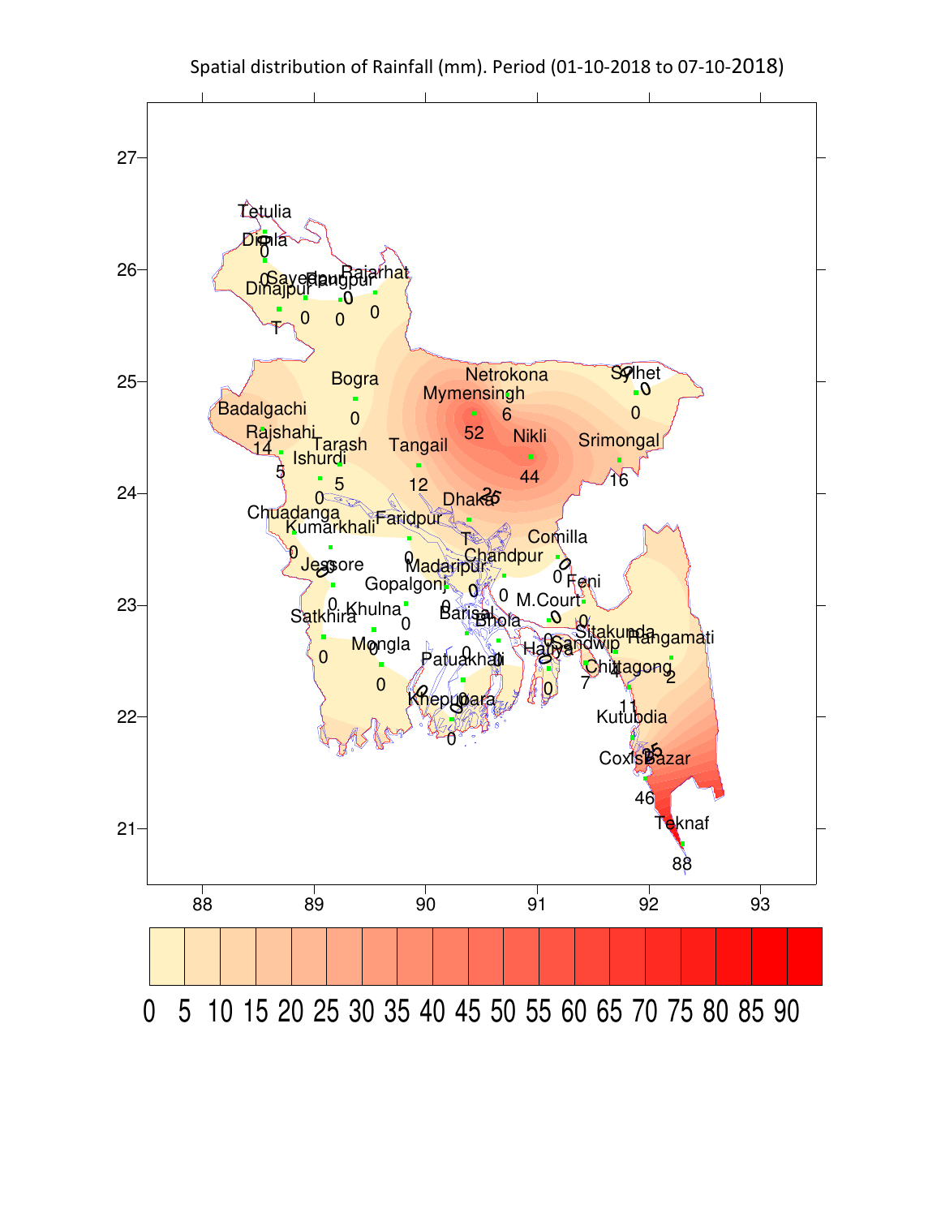Spatial distribution of Rainfall (mm). Period (01-10-2018 to 07-10-2018)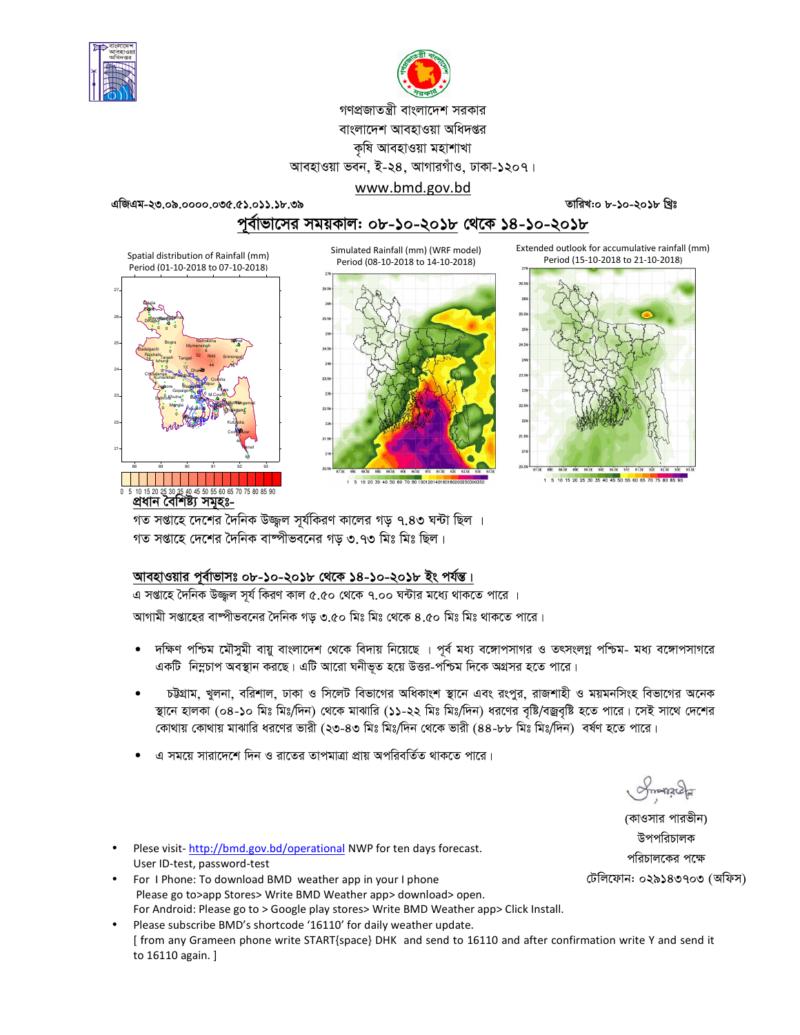গণপ্রজাতন্ত্রী বাংলাদেশ সরকার

বাংলাদেশ আবহাওয়া অধিদপ্তর

কৃষি আবহাওয়া মহাশাখা

আবহাওয়া ভবন, ই-২৪, আগারগাঁও, ঢাকা-১২০৭।

www.bmd.gov.bd

এজিএম-২৩.০৯.০০০০.০৩৫.৫১.০১১.১৮.৩৯ তারিখ:০ ৮-১০-২০১৮ খ্রিঃ

## পূর্বাভাসের সময়কাল: ০৮-১০-২০১৮ থেকে ১৪-১০-২০১৮

Spatial distribution of Rainfall (mm) Period (01-10-2018 to 07-10-2018)

Simulated Rainfall (mm) (WRF model) Period (08-10-2018 to 14-10-2018)

Extended outlook for accumulative rainfall (mm) Period (15-10-2018 to 21-10-2018)

### প্রধান বৈশিষ্ট্য সমূহঃ-

গত সপ্তাহে দেশের দৈনিক উজ্জ্বল সূর্যকিরণ কালের গড় ৭.৪৩ ঘন্টা ছিল ।

গত সপ্তাহে দেশের দৈনিক বাষ্পীভবনের গড় ৩.৭৩ মিঃ মিঃ ছিল।

### আবহাওয়ার পূর্বাভাসঃ ০৮-১০-২০১৮ থেকে ১৪-১০-২০১৮ ইং পর্যন্ত।

এ সপ্তাহে দৈনিক উজ্জ্বল সূর্য কিরণ কাল ৫.৫০ থেকে ৭.০০ ঘন্টার মধ্যে থাকতে পারে ।

আগামী সপ্তাহের বাষ্পীভবনের দৈনিক গড় ৩.৫০ মিঃ মিঃ থেকে ৪.৫০ মিঃ মিঃ থাকতে পারে।

- দক্ষিণ পশ্চিম মৌসুমী বায়ু বাংলাদেশ থেকে বিদায় নিয়েছে । পূর্ব মধ্য বঙ্গোপসাগর ও তৎসংলগ্ন পশ্চিম- মধ্য বঙ্গোপসাগরে একটি নিম্নচাপ অবস্থান করছে। এটি আরো ঘনীভূত হয়ে উত্তর-পশ্চিম দিকে অগ্রসর হতে পারে।
- চট্টগ্রাম, খুলনা, বরিশাল, ঢাকা ও সিলেট বিভাগের অধিকাংশ স্থানে এবং রংপুর, রাজশাহী ও ময়মনসিংহ বিভাগের অনেক স্থানে হালকা (০৪-১০ মিঃ মিঃ/দিন) থেকে মাঝারি (১১-২২ মিঃ মিঃ/দিন) ধরণের বৃষ্টি/বজ্রবৃষ্টি হতে পারে। সেই সাথে দেশের কোথায় কোথায় মাঝারি ধরণের ভারী (২৩-৪৩ মিঃ মিঃ/দিন থেকে ভারী (৪৪-৮৮ মিঃ মিঃ/দিন) বর্ষণ হতে পারে।
- এ সময়ে সারাদেশে দিন ও রাতের তাপমাত্রা প্রায় অপরিবর্তিত থাকতে পারে।

(কাওসার পারভীন)
উপপরিচালক
পরিচালকের পক্ষে
টেলিফোন: ০২৯১৪৩৭০৩ (অফিস)

- Plese visit- http://bmd.gov.bd/operational NWP for ten days forecast. User ID-test, password-test
- For I Phone: To download BMD weather app in your I phone Please go to>app Stores> Write BMD Weather app> download> open. For Android: Please go to > Google play stores> Write BMD Weather app> Click Install.
- Please subscribe BMD's shortcode '16110' for daily weather update. [ from any Grameen phone write START{space} DHK and send to 16110 and after confirmation write Y and send it to 16110 again. ]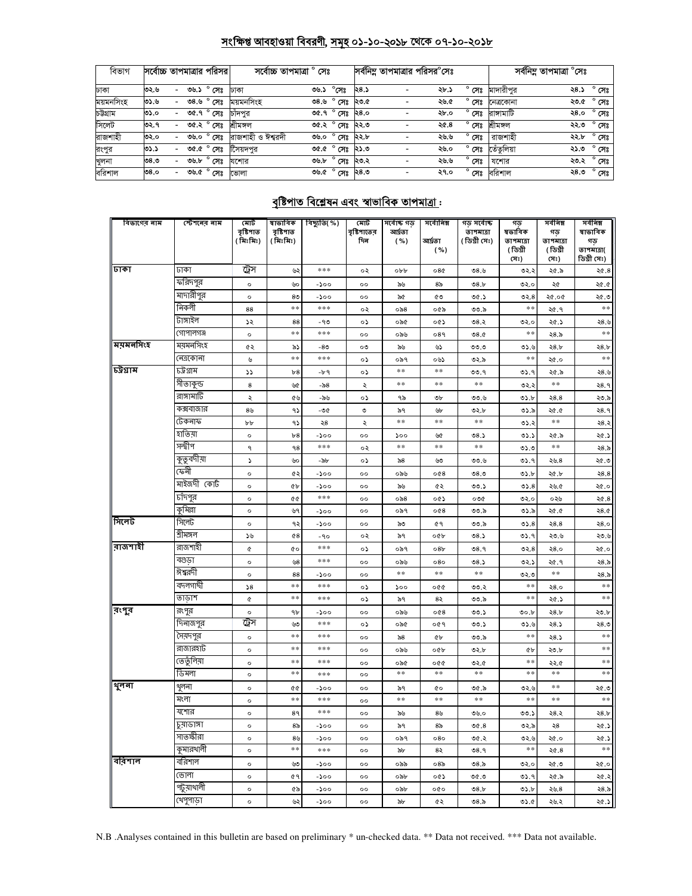## সংক্ষিপ্ত আবহাওয়া বিবরণী, সমূহ ০১-১০-২০১৮ থেকে ০৭-১০-২০১৮

| বিভাগ | সর্বোচ্চ তাপমাত্রার পরিসর | সর্বোচ্চ তাপমাত্রা ° সেঃ | | সর্বনিম্ন তাপমাত্রার পরিসর °সেঃ | সর্বনিম্ন তাপমাত্রা °সেঃ | |
|---|---|---|---|---|---|---|
| ঢাকা | ৩২.৬ - ৩৬.১ ° সেঃ | ঢাকা | ৩৬.১ °সেঃ | ২৪.১ - ২৮.১ ° সেঃ | মাদারীপুর | ২৪.১ ° সেঃ |
| ময়মনসিংহ | ৩১.৬ - ৩৪.৬ ° সেঃ | ময়মনসিংহ | ৩৪.৬ ° সেঃ | ২৩.৫ - ২৬.৫ ° সেঃ | নেত্রকোনা | ২৩.৫ ° সেঃ |
| চট্টগ্রাম | ৩১.০ - ৩৫.৭ ° সেঃ | চাঁদপুর | ৩৫.৭ ° সেঃ | ২৪.০ - ২৮.০ ° সেঃ | রাঙ্গামাটি | ২৪.০ ° সেঃ |
| সিলেট | ৩২.৭ - ৩৫.২ ° সেঃ | শ্রীমঙ্গল | ৩৫.২ ° সেঃ | ২২.৩ - ২৫.৪ ° সেঃ | শ্রীমঙ্গল | ২২.৩ ° সেঃ |
| রাজশাহী | ৩২.০ - ৩৬.০ ° সেঃ | রাজশাহী ও ঈশ্বরদী | ৩৬.০ ° সেঃ | ২২.৮ - ২৬.৬ ° সেঃ | রাজশাহী | ২২.৮ ° সেঃ |
| রংপুর | ৩১.১ - ৩৫.৫ ° সেঃ | সৈয়দপুর | ৩৫.৫ ° সেঃ | ২১.৩ - ২৬.০ ° সেঃ | তেঁতুলিয়া | ২১.৩ ° সেঃ |
| খুলনা | ৩৪.৩ - ৩৬.৮ ° সেঃ | যশোর | ৩৬.৮ ° সেঃ | ২৩.২ - ২৬.৬ ° সেঃ | যশোর | ২৩.২ ° সেঃ |
| বরিশাল | ৩৪.০ - ৩৬.৫ ° সেঃ | ভোলা | ৩৬.৫ ° সেঃ | ২৪.৩ - ২৭.০ ° সেঃ | বরিশাল | ২৪.৩ ° সেঃ |

## বৃষ্টিপাত বিশ্লেষন এবং স্বাভাবিক তাপমাত্রা :

| বিভাগের নাম | স্টেশনের নাম | মোট বৃষ্টিপাত (মিঃমিঃ) | স্বাভাবিক বৃষ্টিপাত (মিঃমিঃ) | বিছ্যুতি(%) | মোট বৃষ্টিপাতের দিন | সর্বোচ্চ গড় আর্দ্রতা (%) | সর্বোনিম্ন আর্দ্রতা (%) | গড় সর্বোচ্চ তাপমাত্রা (ডিগ্রী সেঃ) | গড় স্বাভাবিক তাপমাত্রা (ডিগ্রী সেঃ) | সর্বনিম্ন গড় তাপমাত্রা (ডিগ্রী সেঃ) | সর্বনিম্ন স্বাভাবিক গড় তাপমাত্রা( ডিগ্রী সেঃ) |
|---|---|---|---|---|---|---|---|---|---|---|---|
| ঢাকা | ঢাকা | ট্রেস | ৬২ | *** | ০২ | ০৮৮ | ০৪৫ | ৩৪.৬ | ৩২.২ | ২৫.৯ | ২৫.৪ |
| | ফরিদপুর | ০ | ৬০ | -১০০ | ০০ | ৯৬ | ৪৯ | ৩৪.৮ | ৩২.০ | ২৫ | ২৫.৫ |
| | মাদারীপুর | ০ | ৪০ | -১০০ | ০০ | ৯৫ | ৫৩ | ৩৫.১ | ৩২.৪ | ২৫.০৫ | ২৫.৩ |
| | নিকলী | ৪৪ | ** | *** | ০২ | ০৯৪ | ০৫৯ | ৩৩.৯ | ** | ২৫.৭ | ** |
| | টাঙ্গাইল | ১২ | ৪৪ | -৭৩ | ০১ | ০৯৫ | ০৫১ | ৩৪.২ | ৩২.০ | ২৫.১ | ২৪.৬ |
| | গোপালগঞ্জ | ০ | ** | *** | ০০ | ০৯৬ | ০৪৭ | ৩৪.৫ | ** | ২৪.৯ | ** |
| ময়মনসিংহ | ময়মনসিংহ | ৫২ | ৯১ | -৪৩ | ০৩ | ৯৬ | ৬১ | ৩৩.৩ | ৩১.৬ | ২৪.৮ | ২৪.৮ |
| | নেত্রকোনা | ৬ | ** | *** | ০১ | ০৯৭ | ০৬১ | ৩২.৯ | ** | ২৫.০ | ** |
| চট্টগ্রাম | চট্টগ্রাম | ১১ | ৮৪ | -৮৭ | ০১ | ** | ** | ৩৩.৭ | ৩১.৭ | ২৫.৯ | ২৪.৬ |
| | সীতাকুন্ড | ৪ | ৬৫ | -৯৪ | ২ | ** | ** | ** | ৩২.২ | ** | ২৪.৭ |
| | রাঙ্গামাটি | ২ | ৫৬ | -৯৬ | ০১ | ৭৯ | ৩৮ | ৩৩.৬ | ৩১.৮ | ২৪.৪ | ২৩.৯ |
| | কক্সবাজার | ৪৬ | ৭১ | -৩৫ | ৩ | ৯৭ | ৬৮ | ৩২.৮ | ৩১.৯ | ২৫.৫ | ২৪.৭ |
| | টেকনাফ | ৮৮ | ৭১ | ২৪ | ২ | ** | ** | ** | ৩১.২ | ** | ২৪.২ |
| | হাতিয়া | ০ | ৮৪ | -১০০ | ০০ | ১০০ | ৬৫ | ৩৪.১ | ৩১.১ | ২৫.৯ | ২৫.১ |
| | সন্দ্বীপ | ৭ | ৭৪ | *** | ০২ | ** | ** | ** | ৩১.৩ | ** | ২৪.৯ |
| | কুতুবদীয়া | ১ | ৬০ | -৯৮ | ০১ | ৯৪ | ৬৩ | ৩৩.৬ | ৩১.৭ | ২৬.৪ | ২৫.৩ |
| | ফেনী | ০ | ৫২ | -১০০ | ০০ | ০৯৬ | ০৫৪ | ৩৪.৩ | ৩১.৮ | ২৫.৮ | ২৪.৪ |
| | মাইজদী কোর্ট | ০ | ৫৮ | -১০০ | ০০ | ৯৬ | ৫২ | ৩৩.১ | ৩১.৪ | ২৬.৫ | ২৫.০ |
| | চাঁদপুর | ০ | ৫৫ | *** | ০০ | ০৯৪ | ০৫১ | ০৩৫ | ৩২.০ | ০২৬ | ২৫.৪ |
| | কুমিল্লা | ০ | ৬৭ | -১০০ | ০০ | ০৯৭ | ০৫৪ | ৩৩.৯ | ৩১.৯ | ২৫.৫ | ২৪.৫ |
| সিলেট | সিলেট | ০ | ৭২ | -১০০ | ০০ | ৯৩ | ৫৭ | ৩৩.৯ | ৩১.৪ | ২৪.৪ | ২৪.০ |
| | শ্রীমঙ্গল | ১৬ | ৫৪ | -৭০ | ০২ | ৯৭ | ০৫৮ | ৩৪.১ | ৩১.৭ | ২৩.৬ | ২৩.৬ |
| রাজশাহী | রাজশাহী | ৫ | ৫০ | *** | ০১ | ০৯৭ | ০৪৮ | ৩৪.৭ | ৩২.৪ | ২৪.০ | ২৫.০ |
| | বগুড়া | ০ | ৬৪ | *** | ০০ | ০৯৬ | ০৪০ | ৩৪.১ | ৩২.১ | ২৫.৭ | ২৪.৯ |
| | ঈশ্বরদী | ০ | ৪৪ | -১০০ | ০০ | ** | ** | ** | ৩২.৩ | ** | ২৪.৯ |
| | বদলগাছী | ১৪ | ** | *** | ০১ | ১০০ | ০৫৫ | ৩৩.২ | ** | ২৪.০ | ** |
| | তাড়াশ | ৫ | ** | *** | ০১ | ৯৭ | ৪২ | ৩৩.৯ | ** | ২৫.১ | ** |
| রংপুর | রংপুর | ০ | ৭৮ | -১০০ | ০০ | ০৯৬ | ০৫৪ | ৩৩.১ | ৩০.৮ | ২৪.৮ | ২৩.৮ |
| | দিনাজপুর | ট্রেস | ৬৩ | *** | ০১ | ০৯৫ | ০৫৭ | ৩৩.১ | ৩১.৬ | ২৪.১ | ২৪.৩ |
| | সৈয়দপুর | ০ | ** | *** | ০০ | ৯৪ | ৫৮ | ৩৩.৯ | ** | ২৪.১ | ** |
| | রাজারহাট | ০ | ** | *** | ০০ | ০৯৬ | ০৫৮ | ৩২.৮ | ৫৮ | ২৩.৮ | ** |
| | তেতুঁলিয়া | ০ | ** | *** | ০০ | ০৯৫ | ০৫৫ | ৩২.৫ | ** | ২২.৫ | ** |
| | ডিমলা | ০ | ** | *** | ০০ | ** | ** | ** | ** | ** | ** |
| খুলনা | খুলনা | ০ | ৫৫ | -১০০ | ০০ | ৯৭ | ৫০ | ৩৫.৯ | ৩২.৬ | ** | ২৫.৩ |
| | মংলা | ০ | ** | *** | ০০ | ** | ** | ** | ** | ** | ** |
| | যশোর | ০ | ৪৭ | *** | ০০ | ৯৬ | ৪৬ | ৩৬.০ | ৩৩.১ | ২৪.২ | ২৪.৮ |
| | চুয়াডাঙ্গা | ০ | ৪৯ | -১০০ | ০০ | ৯৭ | ৪৯ | ৩৫.৪ | ৩২.৯ | ২৪ | ২৫.১ |
| | সাতক্ষীরা | ০ | ৪৬ | -১০০ | ০০ | ০৯৭ | ০৪০ | ৩৫.২ | ৩২.৬ | ২৫.০ | ২৫.১ |
| | কুমারখালী | ০ | ** | *** | ০০ | ৯৮ | ৪২ | ৩৪.৭ | ** | ২৫.৪ | ** |
| বরিশাল | বরিশাল | ০ | ৬৩ | -১০০ | ০০ | ০৯৯ | ০৪৯ | ৩৪.৯ | ৩২.০ | ২৫.৩ | ২৫.০ |
| | ভোলা | ০ | ৫৭ | -১০০ | ০০ | ০৯৮ | ০৫১ | ৩৫.৩ | ৩১.৭ | ২৫.৯ | ২৫.২ |
| | পটুয়াখালী | ০ | ৫৯ | -১০০ | ০০ | ০৯৮ | ০৫০ | ৩৪.৮ | ৩১.৮ | ২৬.৪ | ২৪.৯ |
| | খেপুপাড়া | ০ | ৬২ | -১০০ | ০০ | ৯৮ | ৫২ | ৩৪.৯ | ৩১.৫ | ২৬.২ | ২৫.১ |

N.B .Analyses contained in this bulletin are based on preliminary * un-checked data. ** Data not received. *** Data not available.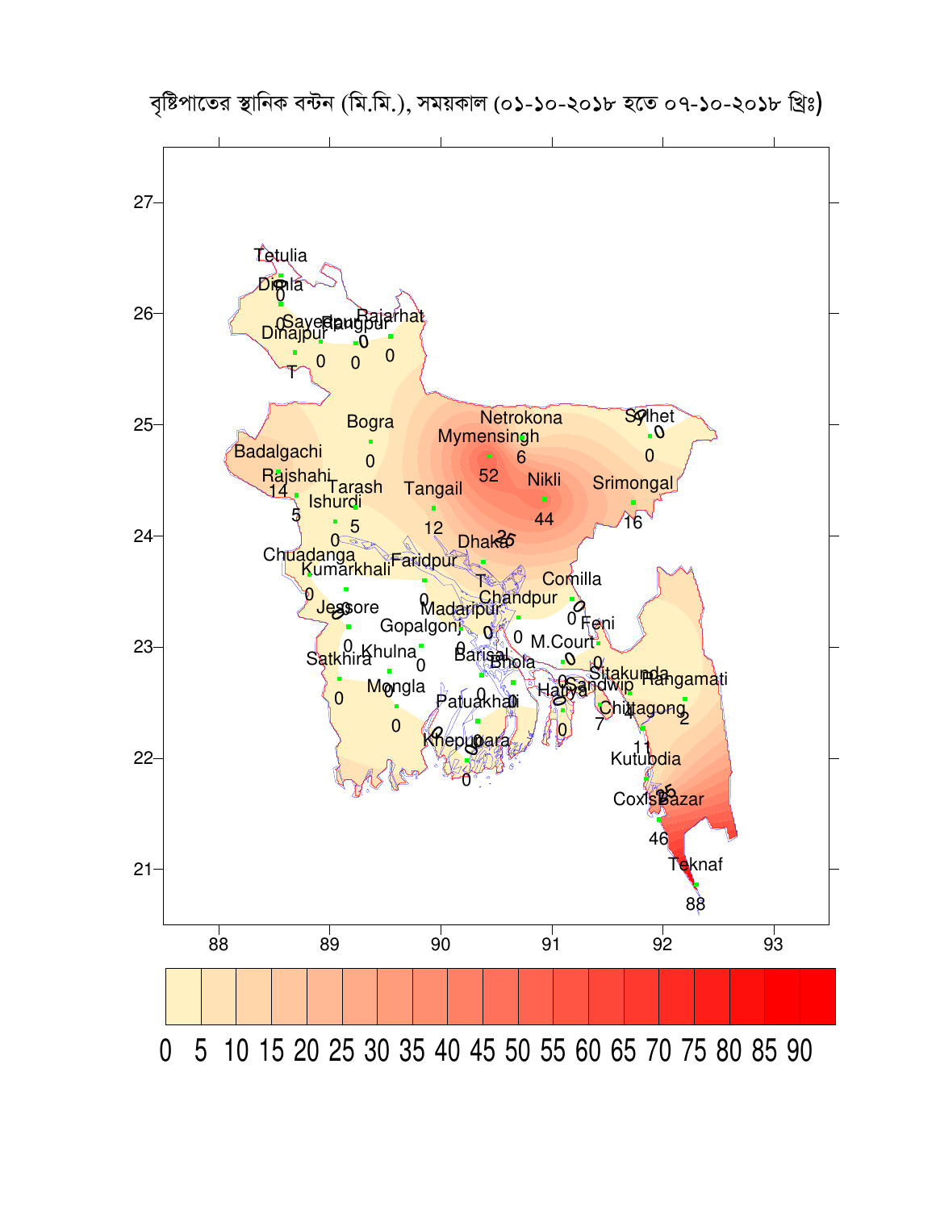বৃষ্টিপাতের স্থানিক বন্টন (মি.মি.), সময়কাল (০১-১০-২০১৮ হতে ০৭-১০-২০১৮ খ্রিঃ)

Tetulia
Dimla
0
0
Sayedpur
Rangpur
Rajarhat
Dinajpur
0
0
0
T
Bogra
0
Badalgachi
Rajshahi
14
Tarash
Ishurdi
5
5
0
Netrokona
Mymensingh
6
52
Nikli
44
Tangail
12
Sylhet
0
Srimongal
16
Dhaka
T
Chuadanga
Kumarkhali
0
Faridpur
0
Jessore
0
Madaripur
Gopalgonj
0
Comilla
0
Chandpur
0
Feni
0
M.Court
0
Satkhira
0
Khulna
0
Mongla
0
Barisal
Bhola
0
0
Patuakhali
0
Khepupara
0
Hatiya
Sandwip
0
Sitakunda
7
Rangamati
2
Chittagong
4
11
Kutubdia
CoxsBazar
46
Teknaf
88

27
26
25
24
23
22
21
88
89
90
91
92
93

0 5 10 15 20 25 30 35 40 45 50 55 60 65 70 75 80 85 90